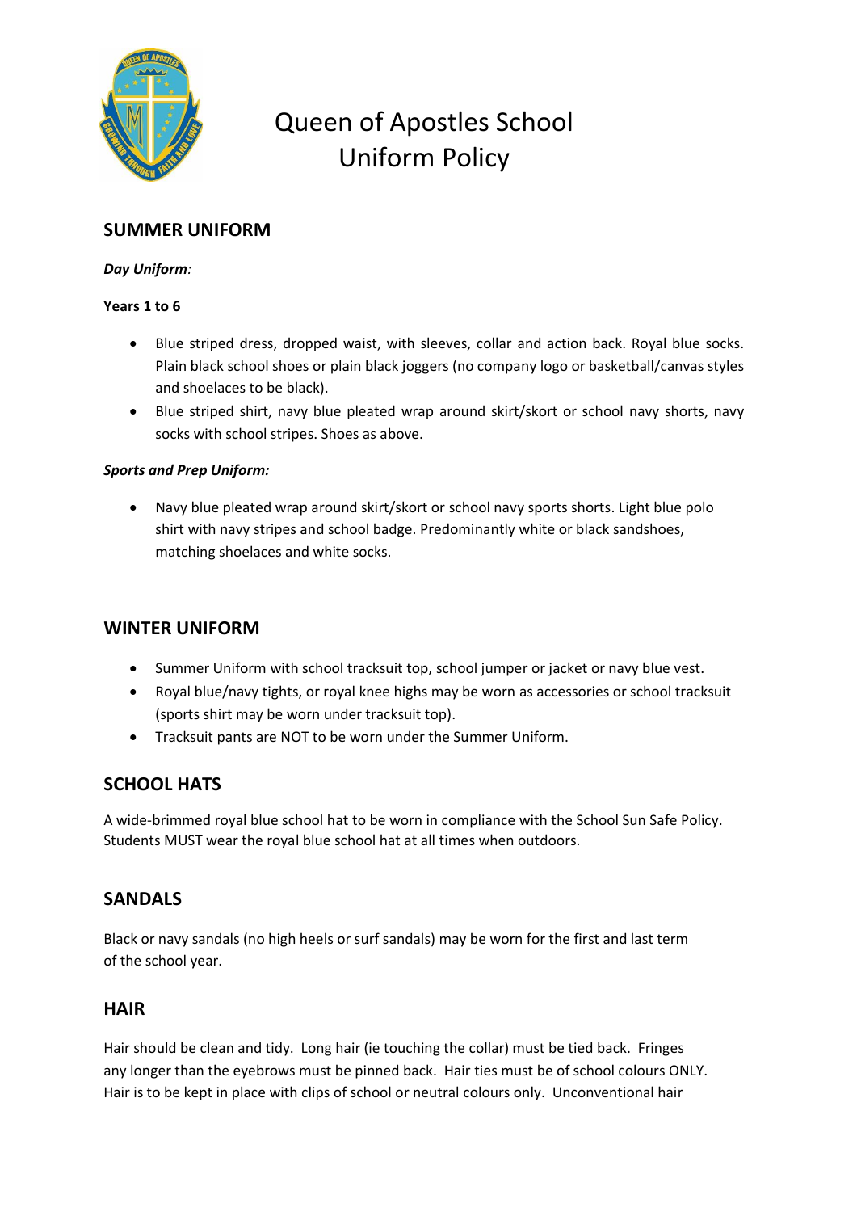# Queen of Apostles School Uniform Policy

## SUMMER UNIFORM

***Day Uniform:***

**Years 1 to 6**

- Blue striped dress, dropped waist, with sleeves, collar and action back. Royal blue socks. Plain black school shoes or plain black joggers (no company logo or basketball/canvas styles and shoelaces to be black).
- Blue striped shirt, navy blue pleated wrap around skirt/skort or school navy shorts, navy socks with school stripes. Shoes as above.

***Sports and Prep Uniform:***

- Navy blue pleated wrap around skirt/skort or school navy sports shorts. Light blue polo shirt with navy stripes and school badge. Predominantly white or black sandshoes, matching shoelaces and white socks.

## WINTER UNIFORM

- Summer Uniform with school tracksuit top, school jumper or jacket or navy blue vest.
- Royal blue/navy tights, or royal knee highs may be worn as accessories or school tracksuit (sports shirt may be worn under tracksuit top).
- Tracksuit pants are NOT to be worn under the Summer Uniform.

## SCHOOL HATS

A wide-brimmed royal blue school hat to be worn in compliance with the School Sun Safe Policy. Students MUST wear the royal blue school hat at all times when outdoors.

## SANDALS

Black or navy sandals (no high heels or surf sandals) may be worn for the first and last term of the school year.

## HAIR

Hair should be clean and tidy. Long hair (ie touching the collar) must be tied back. Fringes any longer than the eyebrows must be pinned back. Hair ties must be of school colours ONLY. Hair is to be kept in place with clips of school or neutral colours only. Unconventional hair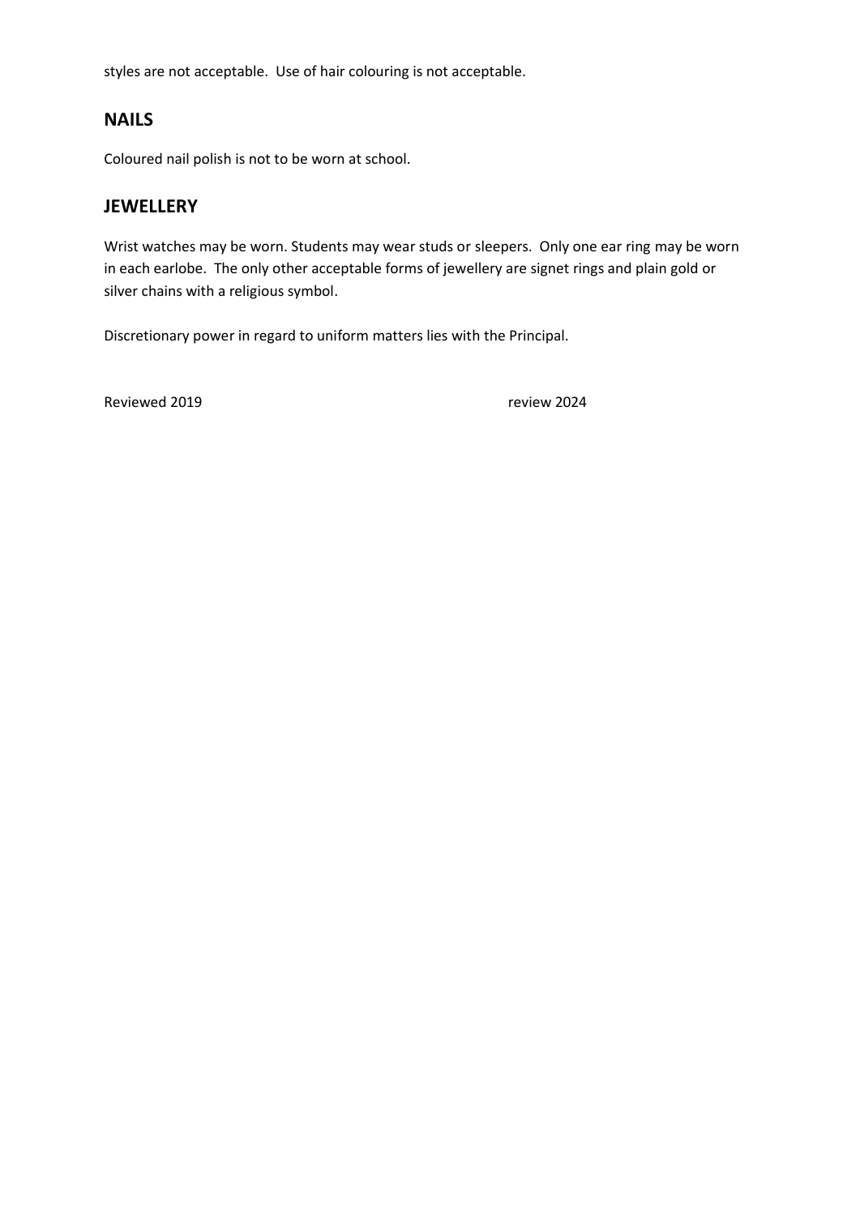styles are not acceptable. Use of hair colouring is not acceptable.

## NAILS

Coloured nail polish is not to be worn at school.

## JEWELLERY

Wrist watches may be worn. Students may wear studs or sleepers. Only one ear ring may be worn in each earlobe. The only other acceptable forms of jewellery are signet rings and plain gold or silver chains with a religious symbol.

Discretionary power in regard to uniform matters lies with the Principal.

Reviewed 2019 review 2024